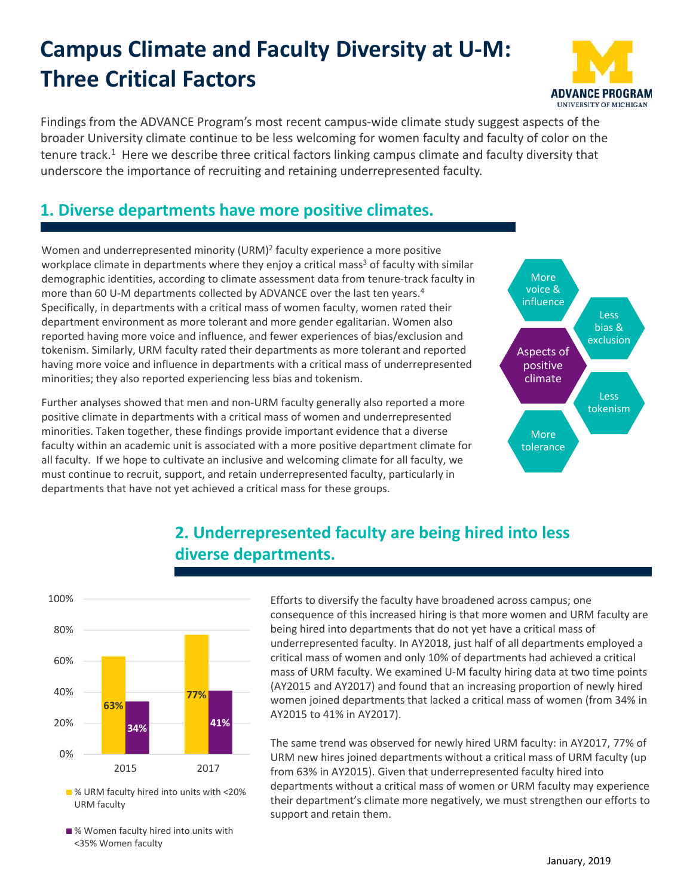# Campus Climate and Faculty Diversity at U-M: Three Critical Factors

ADVANCE PROGRAM
UNIVERSITY OF MICHIGAN

Findings from the ADVANCE Program's most recent campus-wide climate study suggest aspects of the broader University climate continue to be less welcoming for women faculty and faculty of color on the tenure track.[1] Here we describe three critical factors linking campus climate and faculty diversity that underscore the importance of recruiting and retaining underrepresented faculty.

## 1. Diverse departments have more positive climates.

Women and underrepresented minority (URM)[2] faculty experience a more positive workplace climate in departments where they enjoy a critical mass[3] of faculty with similar demographic identities, according to climate assessment data from tenure-track faculty in more than 60 U-M departments collected by ADVANCE over the last ten years.[4] Specifically, in departments with a critical mass of women faculty, women rated their department environment as more tolerant and more gender egalitarian. Women also reported having more voice and influence, and fewer experiences of bias/exclusion and tokenism. Similarly, URM faculty rated their departments as more tolerant and reported having more voice and influence in departments with a critical mass of underrepresented minorities; they also reported experiencing less bias and tokenism.

Further analyses showed that men and non-URM faculty generally also reported a more positive climate in departments with a critical mass of women and underrepresented minorities. Taken together, these findings provide important evidence that a diverse faculty within an academic unit is associated with a more positive department climate for all faculty. If we hope to cultivate an inclusive and welcoming climate for all faculty, we must continue to recruit, support, and retain underrepresented faculty, particularly in departments that have not yet achieved a critical mass for these groups.

Aspects of positive climate:
- More voice & influence
- Less bias & exclusion
- Less tokenism
- More tolerance

## 2. Underrepresented faculty are being hired into less diverse departments.

| Year | % URM faculty hired into units with <20% URM faculty | % Women faculty hired into units with <35% Women faculty |
|---|---|---|
| 2015 | 63% | 34% |
| 2017 | 77% | 41% |

Efforts to diversify the faculty have broadened across campus; one consequence of this increased hiring is that more women and URM faculty are being hired into departments that do not yet have a critical mass of underrepresented faculty. In AY2018, just half of all departments employed a critical mass of women and only 10% of departments had achieved a critical mass of URM faculty. We examined U-M faculty hiring data at two time points (AY2015 and AY2017) and found that an increasing proportion of newly hired women joined departments that lacked a critical mass of women (from 34% in AY2015 to 41% in AY2017).

The same trend was observed for newly hired URM faculty: in AY2017, 77% of URM new hires joined departments without a critical mass of URM faculty (up from 63% in AY2015). Given that underrepresented faculty hired into departments without a critical mass of women or URM faculty may experience their department's climate more negatively, we must strengthen our efforts to support and retain them.

January, 2019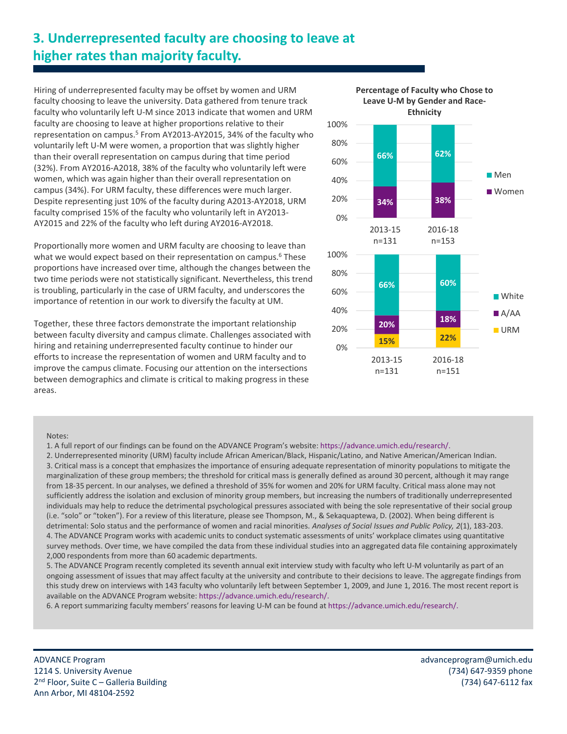## 3. Underrepresented faculty are choosing to leave at higher rates than majority faculty.

Hiring of underrepresented faculty may be offset by women and URM faculty choosing to leave the university. Data gathered from tenure track faculty who voluntarily left U-M since 2013 indicate that women and URM faculty are choosing to leave at higher proportions relative to their representation on campus.[5] From AY2013-AY2015, 34% of the faculty who voluntarily left U-M were women, a proportion that was slightly higher than their overall representation on campus during that time period (32%). From AY2016-A2018, 38% of the faculty who voluntarily left were women, which was again higher than their overall representation on campus (34%). For URM faculty, these differences were much larger. Despite representing just 10% of the faculty during A2013-AY2018, URM faculty comprised 15% of the faculty who voluntarily left in AY2013-AY2015 and 22% of the faculty who left during AY2016-AY2018.

Proportionally more women and URM faculty are choosing to leave than what we would expect based on their representation on campus.[6] These proportions have increased over time, although the changes between the two time periods were not statistically significant. Nevertheless, this trend is troubling, particularly in the case of URM faculty, and underscores the importance of retention in our work to diversify the faculty at UM.

Together, these three factors demonstrate the important relationship between faculty diversity and campus climate. Challenges associated with hiring and retaining underrepresented faculty continue to hinder our efforts to increase the representation of women and URM faculty and to improve the campus climate. Focusing our attention on the intersections between demographics and climate is critical to making progress in these areas.

**Percentage of Faculty who Chose to Leave U-M by Gender and Race-Ethnicity**

100%
80%
60%
40%
20%
0%

66%
34%
62%
38%

Men
Women

2013-15
n=131
2016-18
n=153

100%
80%
60%
40%
20%
0%

66%
20%
15%
60%
18%
22%

White
A/AA
URM

2013-15
n=131
2016-18
n=151

Notes:

1. A full report of our findings can be found on the ADVANCE Program's website: https://advance.umich.edu/research/.
2. Underrepresented minority (URM) faculty include African American/Black, Hispanic/Latino, and Native American/American Indian.
3. Critical mass is a concept that emphasizes the importance of ensuring adequate representation of minority populations to mitigate the marginalization of these group members; the threshold for critical mass is generally defined as around 30 percent, although it may range from 18-35 percent. In our analyses, we defined a threshold of 35% for women and 20% for URM faculty. Critical mass alone may not sufficiently address the isolation and exclusion of minority group members, but increasing the numbers of traditionally underrepresented individuals may help to reduce the detrimental psychological pressures associated with being the sole representative of their social group (i.e. "solo" or "token"). For a review of this literature, please see Thompson, M., & Sekaquaptewa, D. (2002). When being different is detrimental: Solo status and the performance of women and racial minorities. *Analyses of Social Issues and Public Policy, 2*(1), 183-203.
4. The ADVANCE Program works with academic units to conduct systematic assessments of units' workplace climates using quantitative survey methods. Over time, we have compiled the data from these individual studies into an aggregated data file containing approximately 2,000 respondents from more than 60 academic departments.
5. The ADVANCE Program recently completed its seventh annual exit interview study with faculty who left U-M voluntarily as part of an ongoing assessment of issues that may affect faculty at the university and contribute to their decisions to leave. The aggregate findings from this study drew on interviews with 143 faculty who voluntarily left between September 1, 2009, and June 1, 2016. The most recent report is available on the ADVANCE Program website: https://advance.umich.edu/research/.
6. A report summarizing faculty members' reasons for leaving U-M can be found at https://advance.umich.edu/research/.

ADVANCE Program
1214 S. University Avenue
2nd Floor, Suite C – Galleria Building
Ann Arbor, MI 48104-2592

advanceprogram@umich.edu
(734) 647-9359 phone
(734) 647-6112 fax